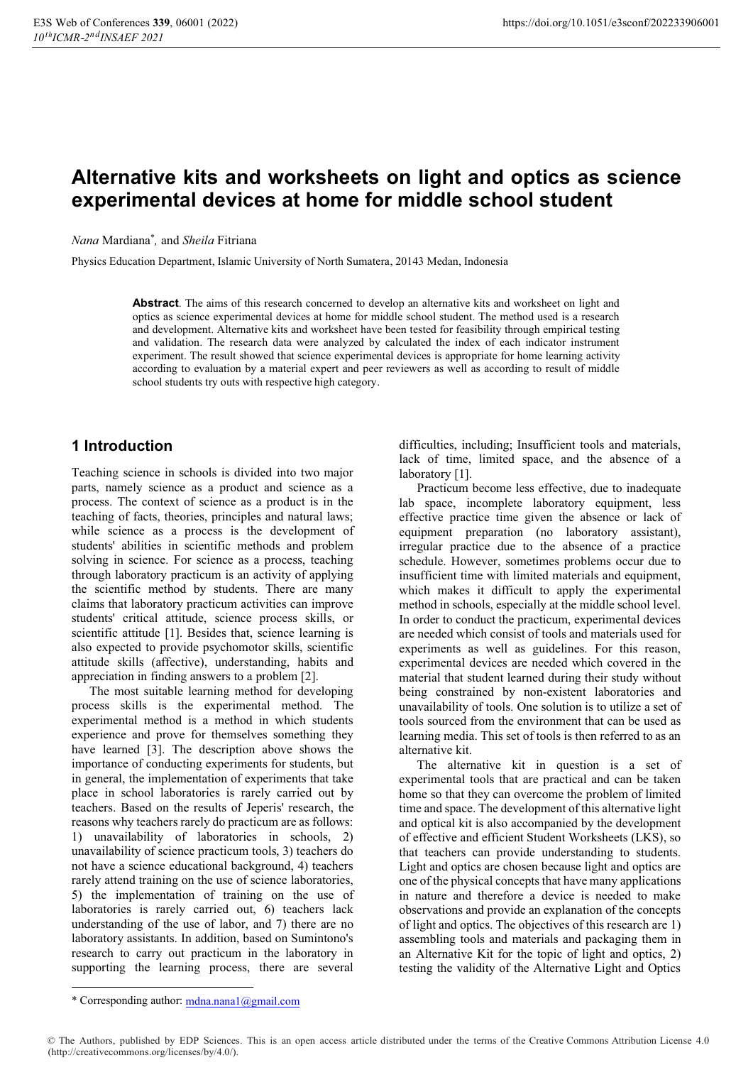# Alternative kits and worksheets on light and optics as science experimental devices at home for middle school student

*Nana* Mardiana*, and *Sheila* Fitriana

Physics Education Department, Islamic University of North Sumatera, 20143 Medan, Indonesia

**Abstract**. The aims of this research concerned to develop an alternative kits and worksheet on light and optics as science experimental devices at home for middle school student. The method used is a research and development. Alternative kits and worksheet have been tested for feasibility through empirical testing and validation. The research data were analyzed by calculated the index of each indicator instrument experiment. The result showed that science experimental devices is appropriate for home learning activity according to evaluation by a material expert and peer reviewers as well as according to result of middle school students try outs with respective high category.

## 1 Introduction

Teaching science in schools is divided into two major parts, namely science as a product and science as a process. The context of science as a product is in the teaching of facts, theories, principles and natural laws; while science as a process is the development of students' abilities in scientific methods and problem solving in science. For science as a process, teaching through laboratory practicum is an activity of applying the scientific method by students. There are many claims that laboratory practicum activities can improve students' critical attitude, science process skills, or scientific attitude [1]. Besides that, science learning is also expected to provide psychomotor skills, scientific attitude skills (affective), understanding, habits and appreciation in finding answers to a problem [2].

The most suitable learning method for developing process skills is the experimental method. The experimental method is a method in which students experience and prove for themselves something they have learned [3]. The description above shows the importance of conducting experiments for students, but in general, the implementation of experiments that take place in school laboratories is rarely carried out by teachers. Based on the results of Jeperis' research, the reasons why teachers rarely do practicum are as follows: 1) unavailability of laboratories in schools, 2) unavailability of science practicum tools, 3) teachers do not have a science educational background, 4) teachers rarely attend training on the use of science laboratories, 5) the implementation of training on the use of laboratories is rarely carried out, 6) teachers lack understanding of the use of labor, and 7) there are no laboratory assistants. In addition, based on Sumintono's research to carry out practicum in the laboratory in supporting the learning process, there are several difficulties, including; Insufficient tools and materials, lack of time, limited space, and the absence of a laboratory [1].

Practicum become less effective, due to inadequate lab space, incomplete laboratory equipment, less effective practice time given the absence or lack of equipment preparation (no laboratory assistant), irregular practice due to the absence of a practice schedule. However, sometimes problems occur due to insufficient time with limited materials and equipment, which makes it difficult to apply the experimental method in schools, especially at the middle school level. In order to conduct the practicum, experimental devices are needed which consist of tools and materials used for experiments as well as guidelines. For this reason, experimental devices are needed which covered in the material that student learned during their study without being constrained by non-existent laboratories and unavailability of tools. One solution is to utilize a set of tools sourced from the environment that can be used as learning media. This set of tools is then referred to as an alternative kit.

The alternative kit in question is a set of experimental tools that are practical and can be taken home so that they can overcome the problem of limited time and space. The development of this alternative light and optical kit is also accompanied by the development of effective and efficient Student Worksheets (LKS), so that teachers can provide understanding to students. Light and optics are chosen because light and optics are one of the physical concepts that have many applications in nature and therefore a device is needed to make observations and provide an explanation of the concepts of light and optics. The objectives of this research are 1) assembling tools and materials and packaging them in an Alternative Kit for the topic of light and optics, 2) testing the validity of the Alternative Light and Optics

* Corresponding author: mdna.nana1@gmail.com

© The Authors, published by EDP Sciences. This is an open access article distributed under the terms of the Creative Commons Attribution License 4.0 (http://creativecommons.org/licenses/by/4.0/).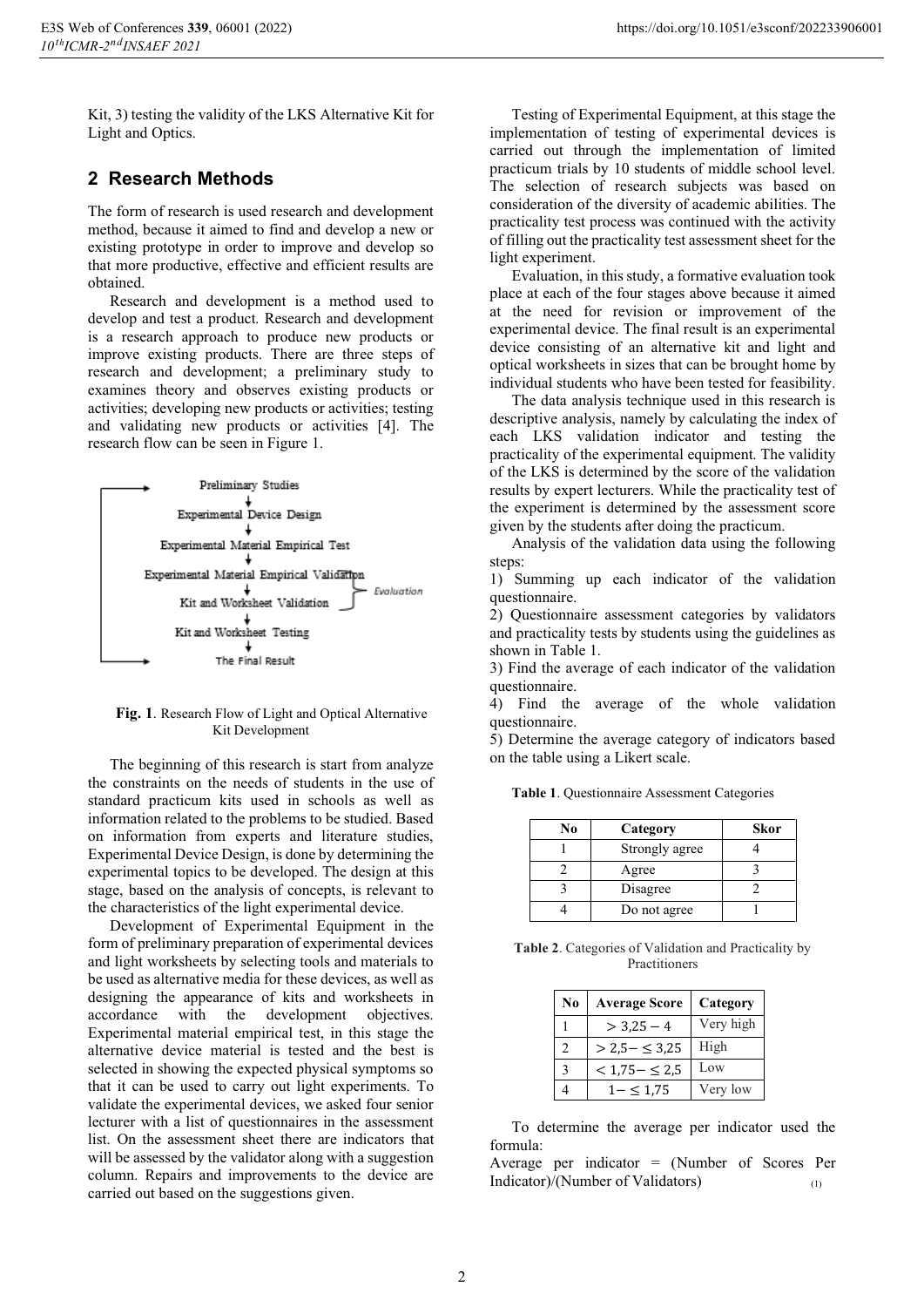Kit, 3) testing the validity of the LKS Alternative Kit for Light and Optics.

## 2 Research Methods

The form of research is used research and development method, because it aimed to find and develop a new or existing prototype in order to improve and develop so that more productive, effective and efficient results are obtained.

Research and development is a method used to develop and test a product. Research and development is a research approach to produce new products or improve existing products. There are three steps of research and development; a preliminary study to examines theory and observes existing products or activities; developing new products or activities; testing and validating new products or activities [4]. The research flow can be seen in Figure 1.

Preliminary Studies
Experimental Device Design
Experimental Material Empirical Test
Experimental Material Empirical Validation
Kit and Worksheet Validation
Evaluation
Kit and Worksheet Testing
The Final Result

**Fig. 1**. Research Flow of Light and Optical Alternative Kit Development

The beginning of this research is start from analyze the constraints on the needs of students in the use of standard practicum kits used in schools as well as information related to the problems to be studied. Based on information from experts and literature studies, Experimental Device Design, is done by determining the experimental topics to be developed. The design at this stage, based on the analysis of concepts, is relevant to the characteristics of the light experimental device.

Development of Experimental Equipment in the form of preliminary preparation of experimental devices and light worksheets by selecting tools and materials to be used as alternative media for these devices, as well as designing the appearance of kits and worksheets in accordance with the development objectives. Experimental material empirical test, in this stage the alternative device material is tested and the best is selected in showing the expected physical symptoms so that it can be used to carry out light experiments. To validate the experimental devices, we asked four senior lecturer with a list of questionnaires in the assessment list. On the assessment sheet there are indicators that will be assessed by the validator along with a suggestion column. Repairs and improvements to the device are carried out based on the suggestions given.

Testing of Experimental Equipment, at this stage the implementation of testing of experimental devices is carried out through the implementation of limited practicum trials by 10 students of middle school level. The selection of research subjects was based on consideration of the diversity of academic abilities. The practicality test process was continued with the activity of filling out the practicality test assessment sheet for the light experiment.

Evaluation, in this study, a formative evaluation took place at each of the four stages above because it aimed at the need for revision or improvement of the experimental device. The final result is an experimental device consisting of an alternative kit and light and optical worksheets in sizes that can be brought home by individual students who have been tested for feasibility.

The data analysis technique used in this research is descriptive analysis, namely by calculating the index of each LKS validation indicator and testing the practicality of the experimental equipment. The validity of the LKS is determined by the score of the validation results by expert lecturers. While the practicality test of the experiment is determined by the assessment score given by the students after doing the practicum.

Analysis of the validation data using the following steps:

1) Summing up each indicator of the validation questionnaire.
2) Questionnaire assessment categories by validators and practicality tests by students using the guidelines as shown in Table 1.
3) Find the average of each indicator of the validation questionnaire.
4) Find the average of the whole validation questionnaire.
5) Determine the average category of indicators based on the table using a Likert scale.

**Table 1**. Questionnaire Assessment Categories

| No | Category | Skor |
|---|---|---|
| 1 | Strongly agree | 4 |
| 2 | Agree | 3 |
| 3 | Disagree | 2 |
| 4 | Do not agree | 1 |

**Table 2**. Categories of Validation and Practicality by Practitioners

| No | Average Score | Category |
|---|---|---|
| 1 | $> 3{,}25 - 4$ | Very high |
| 2 | $> 2{,}5 - \leq 3{,}25$ | High |
| 3 | $< 1{,}75 - \leq 2{,}5$ | Low |
| 4 | $1 - \leq 1{,}75$ | Very low |

To determine the average per indicator used the formula:

Average per indicator = (Number of Scores Per Indicator)/(Number of Validators) (1)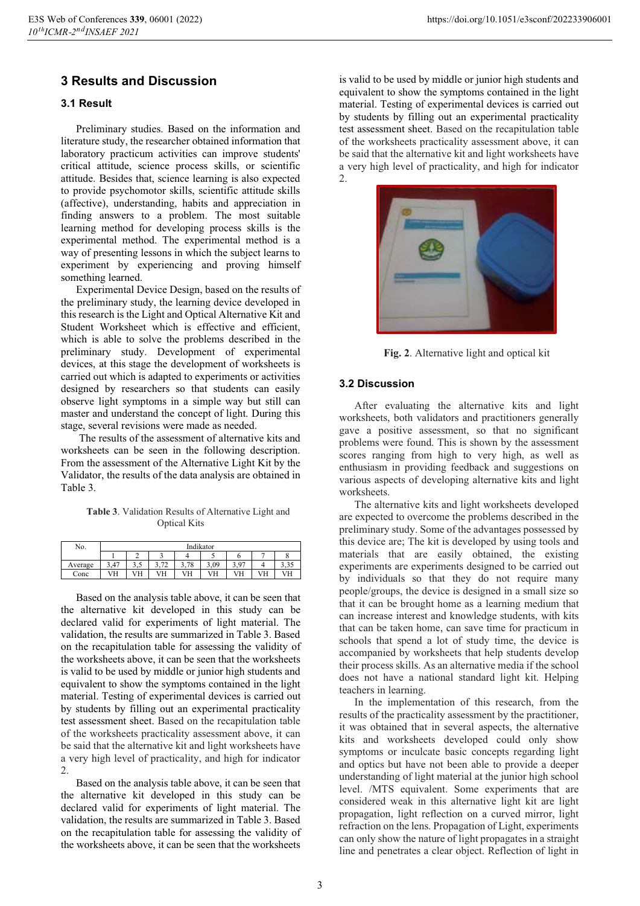## 3 Results and Discussion

### 3.1 Result

Preliminary studies. Based on the information and literature study, the researcher obtained information that laboratory practicum activities can improve students' critical attitude, science process skills, or scientific attitude. Besides that, science learning is also expected to provide psychomotor skills, scientific attitude skills (affective), understanding, habits and appreciation in finding answers to a problem. The most suitable learning method for developing process skills is the experimental method. The experimental method is a way of presenting lessons in which the subject learns to experiment by experiencing and proving himself something learned.

Experimental Device Design, based on the results of the preliminary study, the learning device developed in this research is the Light and Optical Alternative Kit and Student Worksheet which is effective and efficient, which is able to solve the problems described in the preliminary study. Development of experimental devices, at this stage the development of worksheets is carried out which is adapted to experiments or activities designed by researchers so that students can easily observe light symptoms in a simple way but still can master and understand the concept of light. During this stage, several revisions were made as needed.

The results of the assessment of alternative kits and worksheets can be seen in the following description. From the assessment of the Alternative Light Kit by the Validator, the results of the data analysis are obtained in Table 3.

**Table 3**. Validation Results of Alternative Light and Optical Kits

| No. | Indikator | | | | | | | |
|---|---|---|---|---|---|---|---|---|
| | 1 | 2 | 3 | 4 | 5 | 6 | 7 | 8 |
| Average | 3,47 | 3,5 | 3,72 | 3,78 | 3,09 | 3,97 | 4 | 3,35 |
| Conc | VH | VH | VH | VH | VH | VH | VH | VH |

Based on the analysis table above, it can be seen that the alternative kit developed in this study can be declared valid for experiments of light material. The validation, the results are summarized in Table 3. Based on the recapitulation table for assessing the validity of the worksheets above, it can be seen that the worksheets is valid to be used by middle or junior high students and equivalent to show the symptoms contained in the light material. Testing of experimental devices is carried out by students by filling out an experimental practicality test assessment sheet. Based on the recapitulation table of the worksheets practicality assessment above, it can be said that the alternative kit and light worksheets have a very high level of practicality, and high for indicator 2.

Based on the analysis table above, it can be seen that the alternative kit developed in this study can be declared valid for experiments of light material. The validation, the results are summarized in Table 3. Based on the recapitulation table for assessing the validity of the worksheets above, it can be seen that the worksheets is valid to be used by middle or junior high students and equivalent to show the symptoms contained in the light material. Testing of experimental devices is carried out by students by filling out an experimental practicality test assessment sheet. Based on the recapitulation table of the worksheets practicality assessment above, it can be said that the alternative kit and light worksheets have a very high level of practicality, and high for indicator 2.

**Fig. 2**. Alternative light and optical kit

### 3.2 Discussion

After evaluating the alternative kits and light worksheets, both validators and practitioners generally gave a positive assessment, so that no significant problems were found. This is shown by the assessment scores ranging from high to very high, as well as enthusiasm in providing feedback and suggestions on various aspects of developing alternative kits and light worksheets.

The alternative kits and light worksheets developed are expected to overcome the problems described in the preliminary study. Some of the advantages possessed by this device are; The kit is developed by using tools and materials that are easily obtained, the existing experiments are experiments designed to be carried out by individuals so that they do not require many people/groups, the device is designed in a small size so that it can be brought home as a learning medium that can increase interest and knowledge students, with kits that can be taken home, can save time for practicum in schools that spend a lot of study time, the device is accompanied by worksheets that help students develop their process skills. As an alternative media if the school does not have a national standard light kit. Helping teachers in learning.

In the implementation of this research, from the results of the practicality assessment by the practitioner, it was obtained that in several aspects, the alternative kits and worksheets developed could only show symptoms or inculcate basic concepts regarding light and optics but have not been able to provide a deeper understanding of light material at the junior high school level. /MTS equivalent. Some experiments that are considered weak in this alternative light kit are light propagation, light reflection on a curved mirror, light refraction on the lens. Propagation of Light, experiments can only show the nature of light propagates in a straight line and penetrates a clear object. Reflection of light in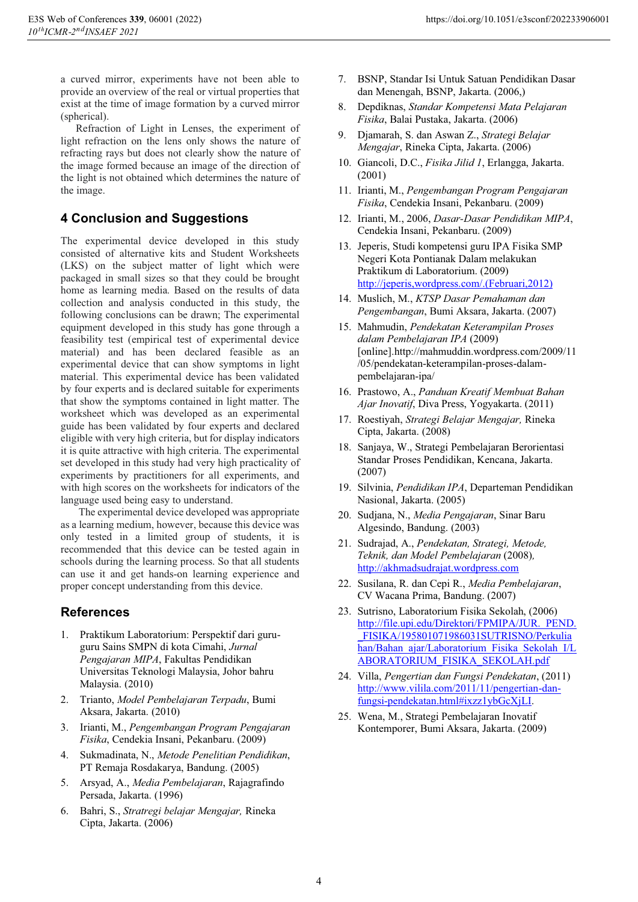a curved mirror, experiments have not been able to provide an overview of the real or virtual properties that exist at the time of image formation by a curved mirror (spherical).

Refraction of Light in Lenses, the experiment of light refraction on the lens only shows the nature of refracting rays but does not clearly show the nature of the image formed because an image of the direction of the light is not obtained which determines the nature of the image.

## 4 Conclusion and Suggestions

The experimental device developed in this study consisted of alternative kits and Student Worksheets (LKS) on the subject matter of light which were packaged in small sizes so that they could be brought home as learning media. Based on the results of data collection and analysis conducted in this study, the following conclusions can be drawn; The experimental equipment developed in this study has gone through a feasibility test (empirical test of experimental device material) and has been declared feasible as an experimental device that can show symptoms in light material. This experimental device has been validated by four experts and is declared suitable for experiments that show the symptoms contained in light matter. The worksheet which was developed as an experimental guide has been validated by four experts and declared eligible with very high criteria, but for display indicators it is quite attractive with high criteria. The experimental set developed in this study had very high practicality of experiments by practitioners for all experiments, and with high scores on the worksheets for indicators of the language used being easy to understand.

The experimental device developed was appropriate as a learning medium, however, because this device was only tested in a limited group of students, it is recommended that this device can be tested again in schools during the learning process. So that all students can use it and get hands-on learning experience and proper concept understanding from this device.

## References

1. Praktikum Laboratorium: Perspektif dari guru-guru Sains SMPN di kota Cimahi, *Jurnal Pengajaran MIPA*, Fakultas Pendidikan Universitas Teknologi Malaysia, Johor bahru Malaysia. (2010)
2. Trianto, *Model Pembelajaran Terpadu*, Bumi Aksara, Jakarta. (2010)
3. Irianti, M., *Pengembangan Program Pengajaran Fisika*, Cendekia Insani, Pekanbaru. (2009)
4. Sukmadinata, N., *Metode Penelitian Pendidikan*, PT Remaja Rosdakarya, Bandung. (2005)
5. Arsyad, A., *Media Pembelajaran*, Rajagrafindo Persada, Jakarta. (1996)
6. Bahri, S., *Stratregi belajar Mengajar,* Rineka Cipta, Jakarta. (2006)
7. BSNP, Standar Isi Untuk Satuan Pendidikan Dasar dan Menengah, BSNP, Jakarta. (2006,)
8. Depdiknas, *Standar Kompetensi Mata Pelajaran Fisika*, Balai Pustaka, Jakarta. (2006)
9. Djamarah, S. dan Aswan Z., *Strategi Belajar Mengajar*, Rineka Cipta, Jakarta. (2006)
10. Giancoli, D.C., *Fisika Jilid 1*, Erlangga, Jakarta. (2001)
11. Irianti, M., *Pengembangan Program Pengajaran Fisika*, Cendekia Insani, Pekanbaru. (2009)
12. Irianti, M., 2006, *Dasar-Dasar Pendidikan MIPA*, Cendekia Insani, Pekanbaru. (2009)
13. Jeperis, Studi kompetensi guru IPA Fisika SMP Negeri Kota Pontianak Dalam melakukan Praktikum di Laboratorium. (2009) http://jeperis,wordpress.com/.(Februari,2012)
14. Muslich, M., *KTSP Dasar Pemahaman dan Pengembangan*, Bumi Aksara, Jakarta. (2007)
15. Mahmudin, *Pendekatan Keterampilan Proses dalam Pembelajaran IPA* (2009) [online].http://mahmuddin.wordpress.com/2009/11/05/pendekatan-keterampilan-proses-dalam-pembelajaran-ipa/
16. Prastowo, A., *Panduan Kreatif Membuat Bahan Ajar Inovatif*, Diva Press, Yogyakarta. (2011)
17. Roestiyah, *Strategi Belajar Mengajar,* Rineka Cipta, Jakarta. (2008)
18. Sanjaya, W., Strategi Pembelajaran Berorientasi Standar Proses Pendidikan, Kencana, Jakarta. (2007)
19. Silvinia, *Pendidikan IPA*, Departeman Pendidikan Nasional, Jakarta. (2005)
20. Sudjana, N., *Media Pengajaran*, Sinar Baru Algesindo, Bandung. (2003)
21. Sudrajad, A., *Pendekatan, Strategi, Metode, Teknik, dan Model Pembelajaran* (2008)*,* http://akhmadsudrajat.wordpress.com
22. Susilana, R. dan Cepi R., *Media Pembelajaran*, CV Wacana Prima, Bandung. (2007)
23. Sutrisno, Laboratorium Fisika Sekolah, (2006) http://file.upi.edu/Direktori/FPMIPA/JUR._PEND._FISIKA/195801071986031SUTRISNO/Perkuliahan/Bahan_ajar/Laboratorium_Fisika_Sekolah_I/LABORATORIUM_FISIKA_SEKOLAH.pdf
24. Villa, *Pengertian dan Fungsi Pendekatan*, (2011) http://www.vilila.com/2011/11/pengertian-dan-fungsi-pendekatan.html#ixzz1ybGcXjLI.
25. Wena, M., Strategi Pembelajaran Inovatif Kontemporer, Bumi Aksara, Jakarta. (2009)